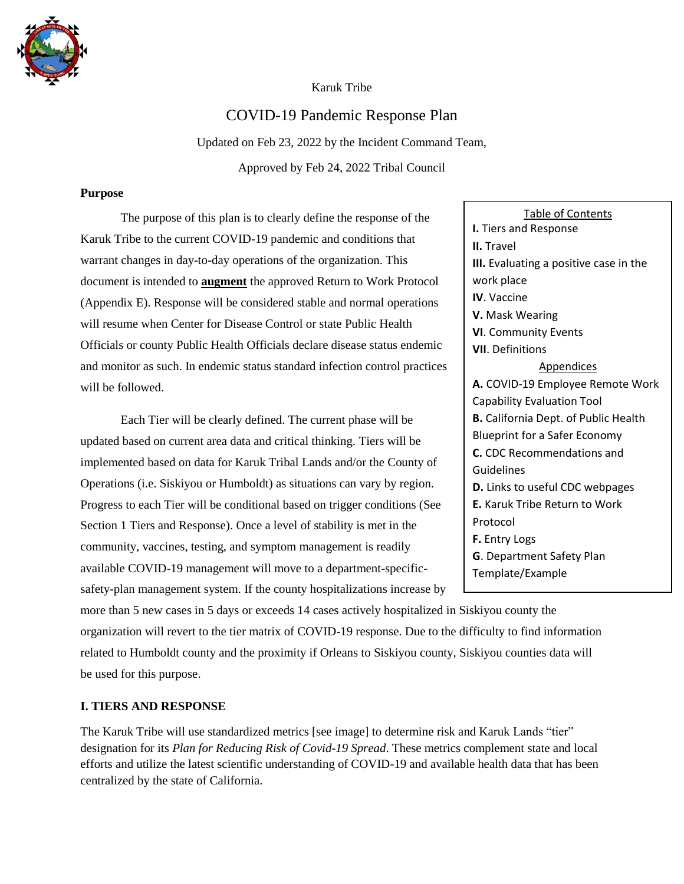Karuk Tribe

# COVID-19 Pandemic Response Plan

Updated on Feb 23, 2022 by the Incident Command Team,

Approved by Feb 24, 2022 Tribal Council

**Purpose**

The purpose of this plan is to clearly define the response of the Karuk Tribe to the current COVID-19 pandemic and conditions that warrant changes in day-to-day operations of the organization. This document is intended to **augment** the approved Return to Work Protocol (Appendix E). Response will be considered stable and normal operations will resume when Center for Disease Control or state Public Health Officials or county Public Health Officials declare disease status endemic and monitor as such. In endemic status standard infection control practices will be followed.

Each Tier will be clearly defined. The current phase will be updated based on current area data and critical thinking. Tiers will be implemented based on data for Karuk Tribal Lands and/or the County of Operations (i.e. Siskiyou or Humboldt) as situations can vary by region. Progress to each Tier will be conditional based on trigger conditions (See Section 1 Tiers and Response). Once a level of stability is met in the community, vaccines, testing, and symptom management is readily available COVID-19 management will move to a department-specific-safety-plan management system. If the county hospitalizations increase by more than 5 new cases in 5 days or exceeds 14 cases actively hospitalized in Siskiyou county the organization will revert to the tier matrix of COVID-19 response. Due to the difficulty to find information related to Humboldt county and the proximity if Orleans to Siskiyou county, Siskiyou counties data will be used for this purpose.

Table of Contents

**I.** Tiers and Response
**II.** Travel
**III.** Evaluating a positive case in the work place
**IV**. Vaccine
**V.** Mask Wearing
**VI**. Community Events
**VII**. Definitions

Appendices

**A.** COVID-19 Employee Remote Work Capability Evaluation Tool
**B.** California Dept. of Public Health Blueprint for a Safer Economy
**C.** CDC Recommendations and Guidelines
**D.** Links to useful CDC webpages
**E.** Karuk Tribe Return to Work Protocol
**F.** Entry Logs
**G**. Department Safety Plan Template/Example

## I. TIERS AND RESPONSE

The Karuk Tribe will use standardized metrics [see image] to determine risk and Karuk Lands "tier" designation for its *Plan for Reducing Risk of Covid-19 Spread*. These metrics complement state and local efforts and utilize the latest scientific understanding of COVID-19 and available health data that has been centralized by the state of California.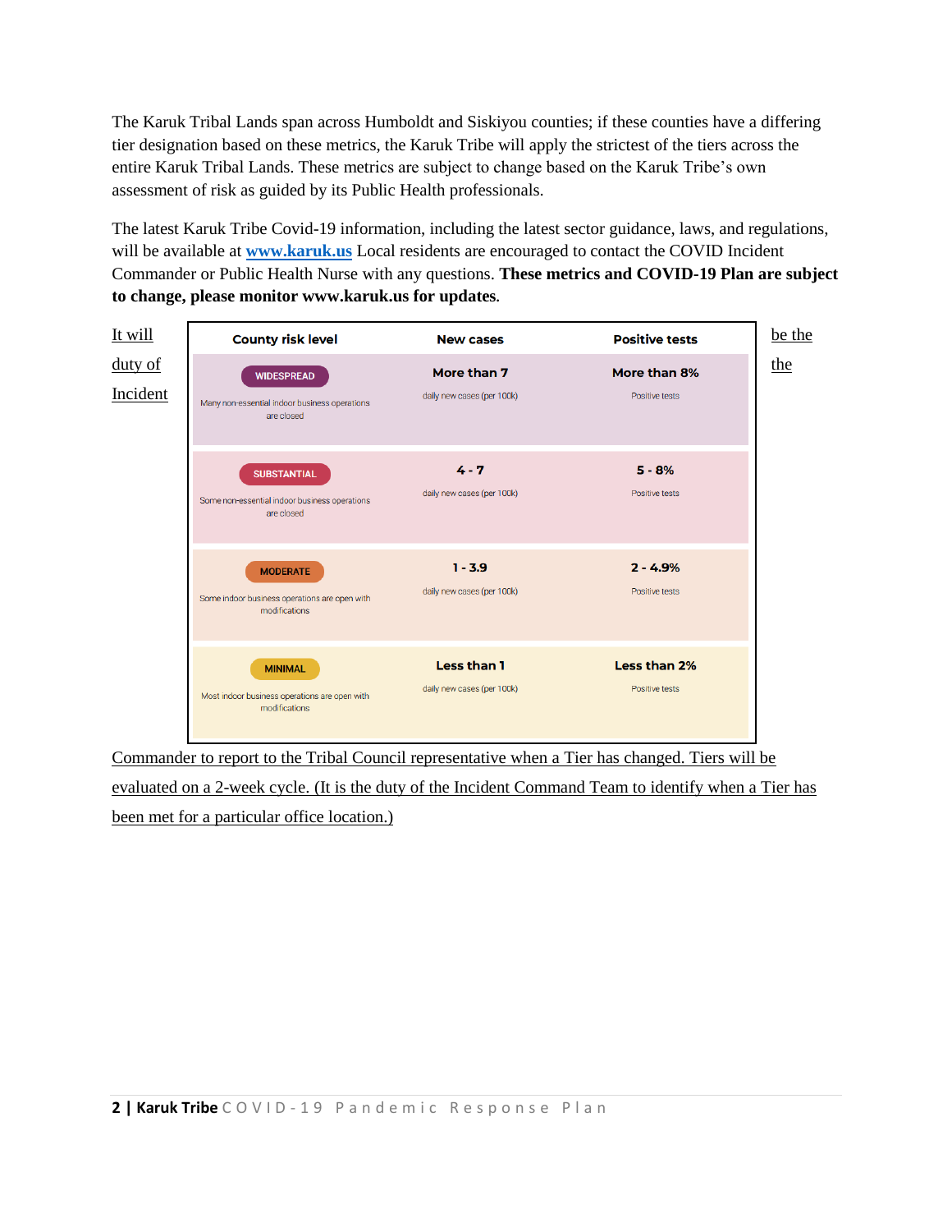The Karuk Tribal Lands span across Humboldt and Siskiyou counties; if these counties have a differing tier designation based on these metrics, the Karuk Tribe will apply the strictest of the tiers across the entire Karuk Tribal Lands. These metrics are subject to change based on the Karuk Tribe's own assessment of risk as guided by its Public Health professionals.

The latest Karuk Tribe Covid-19 information, including the latest sector guidance, laws, and regulations, will be available at [www.karuk.us](http://www.karuk.us) Local residents are encouraged to contact the COVID Incident Commander or Public Health Nurse with any questions. **These metrics and COVID-19 Plan are subject to change, please monitor www.karuk.us for updates**.

| County risk level | New cases | Positive tests |
|---|---|---|
| WIDESPREAD<br>Many non-essential indoor business operations are closed | **More than 7**<br>daily new cases (per 100k) | **More than 8%**<br>Positive tests |
| SUBSTANTIAL<br>Some non-essential indoor business operations are closed | **4 - 7**<br>daily new cases (per 100k) | **5 - 8%**<br>Positive tests |
| MODERATE<br>Some indoor business operations are open with modifications | **1 - 3.9**<br>daily new cases (per 100k) | **2 - 4.9%**<br>Positive tests |
| MINIMAL<br>Most indoor business operations are open with modifications | **Less than 1**<br>daily new cases (per 100k) | **Less than 2%**<br>Positive tests |

It will be the duty of the Incident Commander to report to the Tribal Council representative when a Tier has changed. Tiers will be evaluated on a 2-week cycle. (It is the duty of the Incident Command Team to identify when a Tier has been met for a particular office location.)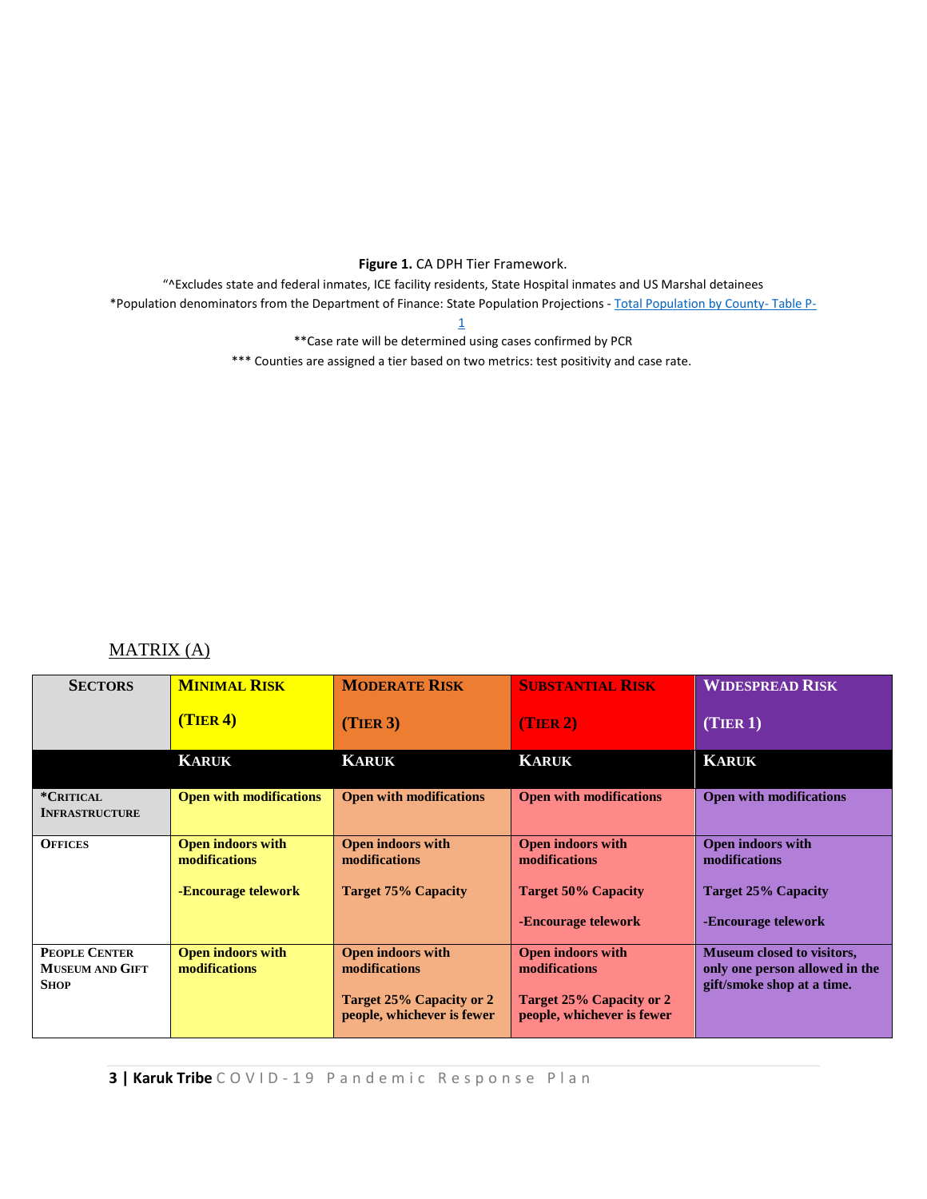**Figure 1.** CA DPH Tier Framework.

"^Excludes state and federal inmates, ICE facility residents, State Hospital inmates and US Marshal detainees

*Population denominators from the Department of Finance: State Population Projections - [Total Population by County- Table P-1]

**Case rate will be determined using cases confirmed by PCR

*** Counties are assigned a tier based on two metrics: test positivity and case rate.

MATRIX (A)

| SECTORS | MINIMAL RISK (TIER 4) | MODERATE RISK (TIER 3) | SUBSTANTIAL RISK (TIER 2) | WIDESPREAD RISK (TIER 1) |
|---|---|---|---|---|
| | **KARUK** | **KARUK** | **KARUK** | **KARUK** |
| ***CRITICAL INFRASTRUCTURE** | **Open with modifications** | **Open with modifications** | **Open with modifications** | **Open with modifications** |
| **OFFICES** | **Open indoors with modifications**<br><br>**-Encourage telework** | **Open indoors with modifications**<br><br>**Target 75% Capacity** | **Open indoors with modifications**<br><br>**Target 50% Capacity**<br><br>**-Encourage telework** | **Open indoors with modifications**<br><br>**Target 25% Capacity**<br><br>**-Encourage telework** |
| **PEOPLE CENTER MUSEUM AND GIFT SHOP** | **Open indoors with modifications** | **Open indoors with modifications**<br><br>**Target 25% Capacity or 2 people, whichever is fewer** | **Open indoors with modifications**<br><br>**Target 25% Capacity or 2 people, whichever is fewer** | **Museum closed to visitors, only one person allowed in the gift/smoke shop at a time.** |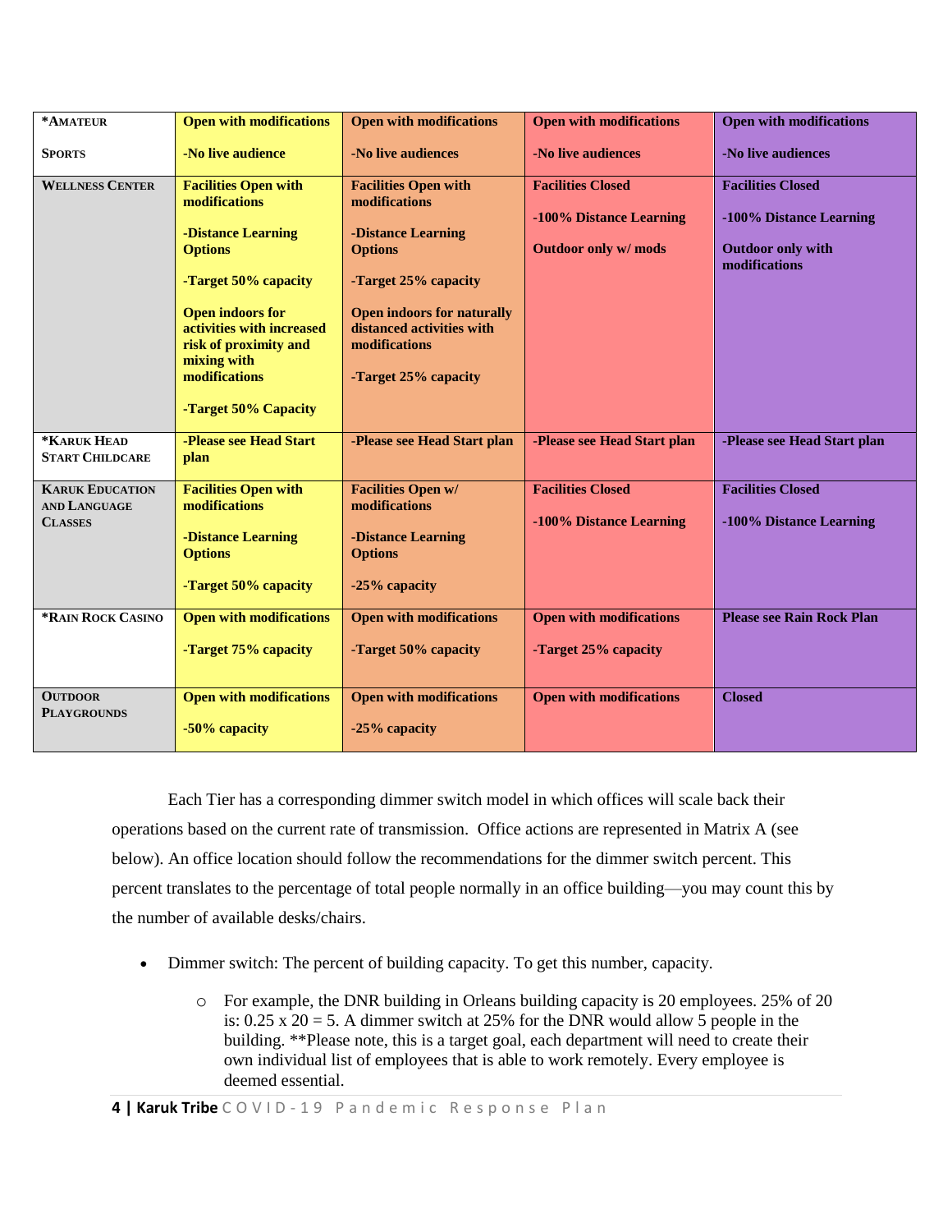| | | | | |
|---|---|---|---|---|
| ***Amateur Sports** | **Open with modifications** **-No live audience** | **Open with modifications** **-No live audiences** | **Open with modifications** **-No live audiences** | **Open with modifications** **-No live audiences** |
| **Wellness Center** | **Facilities Open with modifications** **-Distance Learning Options** **-Target 50% capacity** **Open indoors for activities with increased risk of proximity and mixing with modifications** **-Target 50% Capacity** | **Facilities Open with modifications** **-Distance Learning Options** **-Target 25% capacity** **Open indoors for naturally distanced activities with modifications** **-Target 25% capacity** | **Facilities Closed** **-100% Distance Learning** **Outdoor only w/ mods** | **Facilities Closed** **-100% Distance Learning** **Outdoor only with modifications** |
| ***Karuk Head Start Childcare** | **-Please see Head Start plan** | **-Please see Head Start plan** | **-Please see Head Start plan** | **-Please see Head Start plan** |
| **Karuk Education and Language Classes** | **Facilities Open with modifications** **-Distance Learning Options** **-Target 50% capacity** | **Facilities Open w/ modifications** **-Distance Learning Options** **-25% capacity** | **Facilities Closed** **-100% Distance Learning** | **Facilities Closed** **-100% Distance Learning** |
| ***Rain Rock Casino** | **Open with modifications** **-Target 75% capacity** | **Open with modifications** **-Target 50% capacity** | **Open with modifications** **-Target 25% capacity** | **Please see Rain Rock Plan** |
| **Outdoor Playgrounds** | **Open with modifications** **-50% capacity** | **Open with modifications** **-25% capacity** | **Open with modifications** | **Closed** |

Each Tier has a corresponding dimmer switch model in which offices will scale back their operations based on the current rate of transmission. Office actions are represented in Matrix A (see below). An office location should follow the recommendations for the dimmer switch percent. This percent translates to the percentage of total people normally in an office building—you may count this by the number of available desks/chairs.

- Dimmer switch: The percent of building capacity. To get this number, capacity.
  - For example, the DNR building in Orleans building capacity is 20 employees. 25% of 20 is: $0.25 \times 20 = 5$. A dimmer switch at 25% for the DNR would allow 5 people in the building. **Please note, this is a target goal, each department will need to create their own individual list of employees that is able to work remotely. Every employee is deemed essential.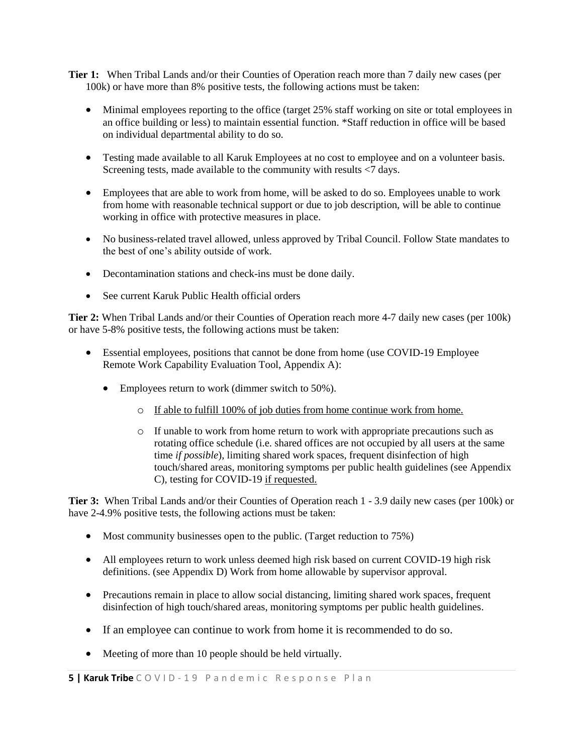**Tier 1:** When Tribal Lands and/or their Counties of Operation reach more than 7 daily new cases (per 100k) or have more than 8% positive tests, the following actions must be taken:

- Minimal employees reporting to the office (target 25% staff working on site or total employees in an office building or less) to maintain essential function. *Staff reduction in office will be based on individual departmental ability to do so.
- Testing made available to all Karuk Employees at no cost to employee and on a volunteer basis. Screening tests, made available to the community with results <7 days.
- Employees that are able to work from home, will be asked to do so. Employees unable to work from home with reasonable technical support or due to job description, will be able to continue working in office with protective measures in place.
- No business-related travel allowed, unless approved by Tribal Council. Follow State mandates to the best of one's ability outside of work.
- Decontamination stations and check-ins must be done daily.
- See current Karuk Public Health official orders

**Tier 2:** When Tribal Lands and/or their Counties of Operation reach more 4-7 daily new cases (per 100k) or have 5-8% positive tests, the following actions must be taken:

- Essential employees, positions that cannot be done from home (use COVID-19 Employee Remote Work Capability Evaluation Tool, Appendix A):
  - Employees return to work (dimmer switch to 50%).
    - If able to fulfill 100% of job duties from home continue work from home.
    - If unable to work from home return to work with appropriate precautions such as rotating office schedule (i.e. shared offices are not occupied by all users at the same time *if possible*), limiting shared work spaces, frequent disinfection of high touch/shared areas, monitoring symptoms per public health guidelines (see Appendix C), testing for COVID-19 if requested.

**Tier 3:** When Tribal Lands and/or their Counties of Operation reach 1 - 3.9 daily new cases (per 100k) or have 2-4.9% positive tests, the following actions must be taken:

- Most community businesses open to the public. (Target reduction to 75%)
- All employees return to work unless deemed high risk based on current COVID-19 high risk definitions. (see Appendix D) Work from home allowable by supervisor approval.
- Precautions remain in place to allow social distancing, limiting shared work spaces, frequent disinfection of high touch/shared areas, monitoring symptoms per public health guidelines.
- If an employee can continue to work from home it is recommended to do so.
- Meeting of more than 10 people should be held virtually.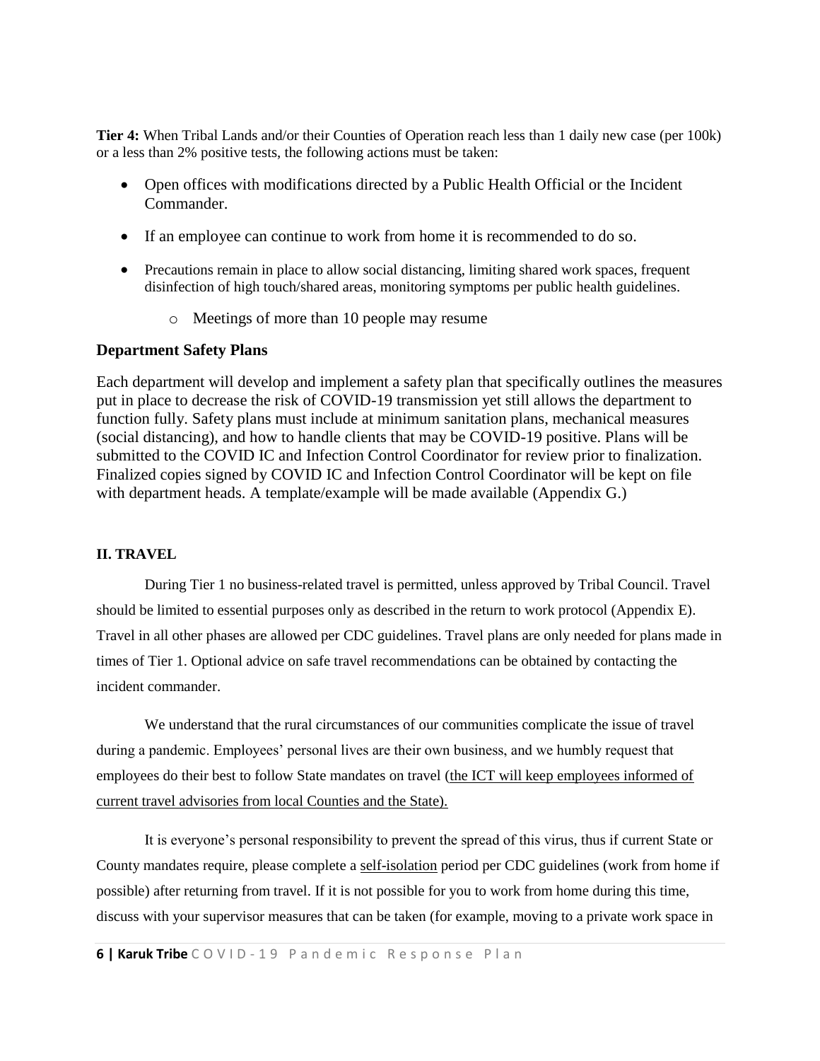**Tier 4:** When Tribal Lands and/or their Counties of Operation reach less than 1 daily new case (per 100k) or a less than 2% positive tests, the following actions must be taken:

- Open offices with modifications directed by a Public Health Official or the Incident Commander.
- If an employee can continue to work from home it is recommended to do so.
- Precautions remain in place to allow social distancing, limiting shared work spaces, frequent disinfection of high touch/shared areas, monitoring symptoms per public health guidelines.
    - Meetings of more than 10 people may resume

### Department Safety Plans

Each department will develop and implement a safety plan that specifically outlines the measures put in place to decrease the risk of COVID-19 transmission yet still allows the department to function fully. Safety plans must include at minimum sanitation plans, mechanical measures (social distancing), and how to handle clients that may be COVID-19 positive. Plans will be submitted to the COVID IC and Infection Control Coordinator for review prior to finalization. Finalized copies signed by COVID IC and Infection Control Coordinator will be kept on file with department heads. A template/example will be made available (Appendix G.)

## II. TRAVEL

During Tier 1 no business-related travel is permitted, unless approved by Tribal Council. Travel should be limited to essential purposes only as described in the return to work protocol (Appendix E). Travel in all other phases are allowed per CDC guidelines. Travel plans are only needed for plans made in times of Tier 1. Optional advice on safe travel recommendations can be obtained by contacting the incident commander.

We understand that the rural circumstances of our communities complicate the issue of travel during a pandemic. Employees' personal lives are their own business, and we humbly request that employees do their best to follow State mandates on travel (the ICT will keep employees informed of current travel advisories from local Counties and the State).

It is everyone's personal responsibility to prevent the spread of this virus, thus if current State or County mandates require, please complete a self-isolation period per CDC guidelines (work from home if possible) after returning from travel. If it is not possible for you to work from home during this time, discuss with your supervisor measures that can be taken (for example, moving to a private work space in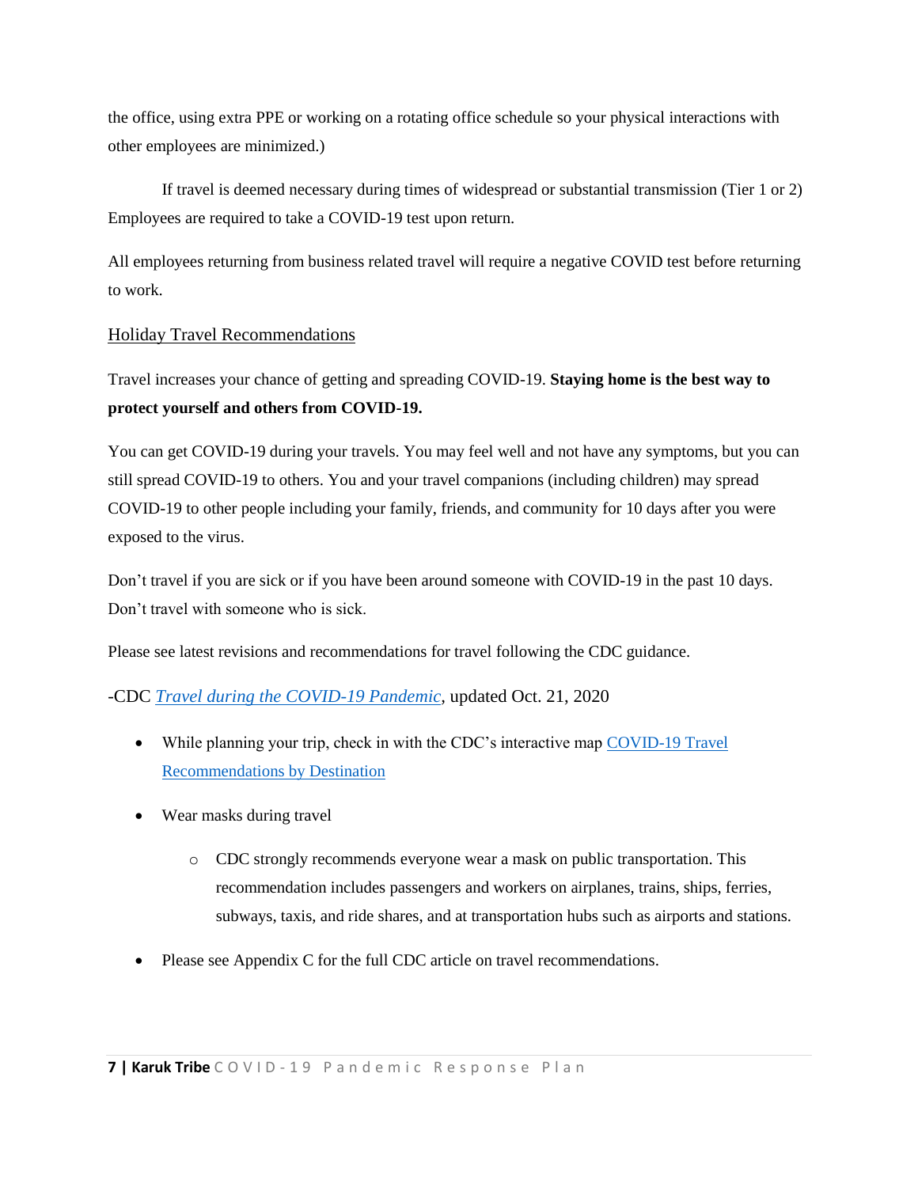the office, using extra PPE or working on a rotating office schedule so your physical interactions with other employees are minimized.)

If travel is deemed necessary during times of widespread or substantial transmission (Tier 1 or 2) Employees are required to take a COVID-19 test upon return.

All employees returning from business related travel will require a negative COVID test before returning to work.

## Holiday Travel Recommendations

Travel increases your chance of getting and spreading COVID-19. **Staying home is the best way to protect yourself and others from COVID-19.**

You can get COVID-19 during your travels. You may feel well and not have any symptoms, but you can still spread COVID-19 to others. You and your travel companions (including children) may spread COVID-19 to other people including your family, friends, and community for 10 days after you were exposed to the virus.

Don't travel if you are sick or if you have been around someone with COVID-19 in the past 10 days. Don't travel with someone who is sick.

Please see latest revisions and recommendations for travel following the CDC guidance.

-CDC *Travel during the COVID-19 Pandemic*, updated Oct. 21, 2020

- While planning your trip, check in with the CDC's interactive map COVID-19 Travel Recommendations by Destination
- Wear masks during travel
  - CDC strongly recommends everyone wear a mask on public transportation. This recommendation includes passengers and workers on airplanes, trains, ships, ferries, subways, taxis, and ride shares, and at transportation hubs such as airports and stations.
- Please see Appendix C for the full CDC article on travel recommendations.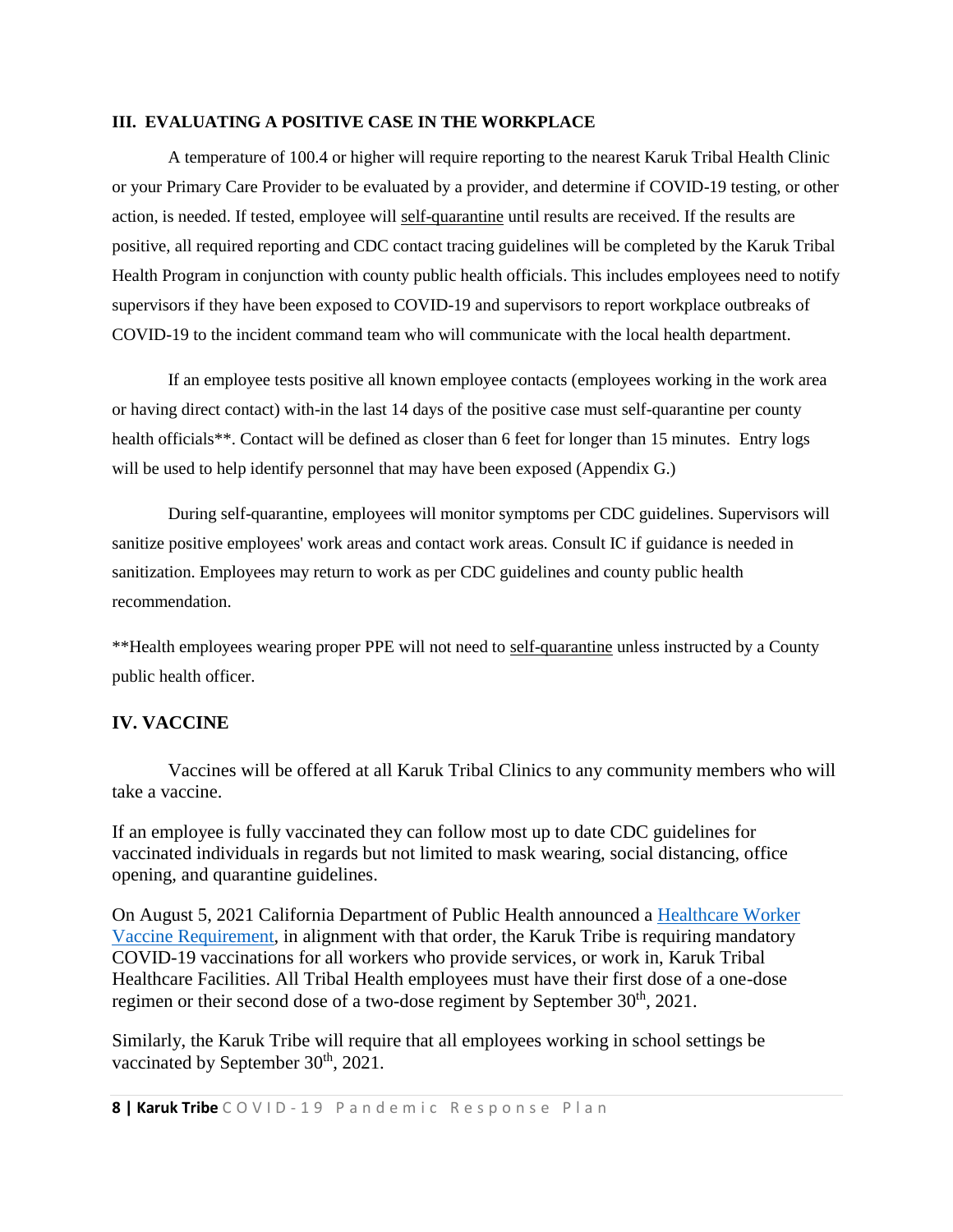## III. EVALUATING A POSITIVE CASE IN THE WORKPLACE

A temperature of 100.4 or higher will require reporting to the nearest Karuk Tribal Health Clinic or your Primary Care Provider to be evaluated by a provider, and determine if COVID-19 testing, or other action, is needed. If tested, employee will self-quarantine until results are received. If the results are positive, all required reporting and CDC contact tracing guidelines will be completed by the Karuk Tribal Health Program in conjunction with county public health officials. This includes employees need to notify supervisors if they have been exposed to COVID-19 and supervisors to report workplace outbreaks of COVID-19 to the incident command team who will communicate with the local health department.

If an employee tests positive all known employee contacts (employees working in the work area or having direct contact) with-in the last 14 days of the positive case must self-quarantine per county health officials**. Contact will be defined as closer than 6 feet for longer than 15 minutes. Entry logs will be used to help identify personnel that may have been exposed (Appendix G.)

During self-quarantine, employees will monitor symptoms per CDC guidelines. Supervisors will sanitize positive employees' work areas and contact work areas. Consult IC if guidance is needed in sanitization. Employees may return to work as per CDC guidelines and county public health recommendation.

**Health employees wearing proper PPE will not need to self-quarantine unless instructed by a County public health officer.

## IV. VACCINE

Vaccines will be offered at all Karuk Tribal Clinics to any community members who will take a vaccine.

If an employee is fully vaccinated they can follow most up to date CDC guidelines for vaccinated individuals in regards but not limited to mask wearing, social distancing, office opening, and quarantine guidelines.

On August 5, 2021 California Department of Public Health announced a Healthcare Worker Vaccine Requirement, in alignment with that order, the Karuk Tribe is requiring mandatory COVID-19 vaccinations for all workers who provide services, or work in, Karuk Tribal Healthcare Facilities. All Tribal Health employees must have their first dose of a one-dose regimen or their second dose of a two-dose regiment by September 30th, 2021.

Similarly, the Karuk Tribe will require that all employees working in school settings be vaccinated by September 30th, 2021.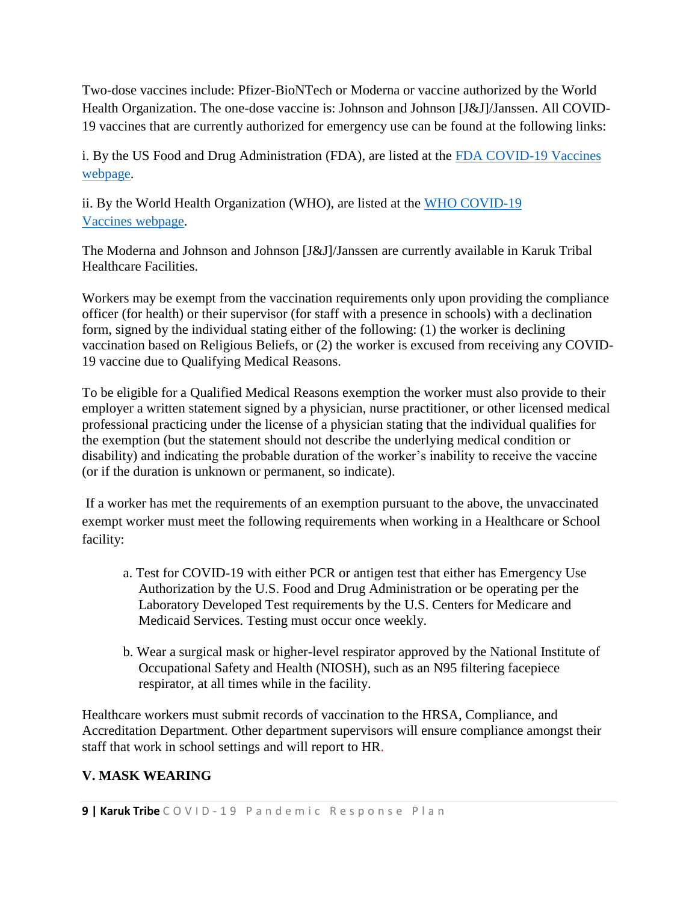Two-dose vaccines include: Pfizer-BioNTech or Moderna or vaccine authorized by the World Health Organization. The one-dose vaccine is: Johnson and Johnson [J&J]/Janssen. All COVID-19 vaccines that are currently authorized for emergency use can be found at the following links:

i. By the US Food and Drug Administration (FDA), are listed at the FDA COVID-19 Vaccines webpage.

ii. By the World Health Organization (WHO), are listed at the WHO COVID-19 Vaccines webpage.

The Moderna and Johnson and Johnson [J&J]/Janssen are currently available in Karuk Tribal Healthcare Facilities.

Workers may be exempt from the vaccination requirements only upon providing the compliance officer (for health) or their supervisor (for staff with a presence in schools) with a declination form, signed by the individual stating either of the following: (1) the worker is declining vaccination based on Religious Beliefs, or (2) the worker is excused from receiving any COVID-19 vaccine due to Qualifying Medical Reasons.

To be eligible for a Qualified Medical Reasons exemption the worker must also provide to their employer a written statement signed by a physician, nurse practitioner, or other licensed medical professional practicing under the license of a physician stating that the individual qualifies for the exemption (but the statement should not describe the underlying medical condition or disability) and indicating the probable duration of the worker's inability to receive the vaccine (or if the duration is unknown or permanent, so indicate).

If a worker has met the requirements of an exemption pursuant to the above, the unvaccinated exempt worker must meet the following requirements when working in a Healthcare or School facility:

a. Test for COVID-19 with either PCR or antigen test that either has Emergency Use Authorization by the U.S. Food and Drug Administration or be operating per the Laboratory Developed Test requirements by the U.S. Centers for Medicare and Medicaid Services. Testing must occur once weekly.

b. Wear a surgical mask or higher-level respirator approved by the National Institute of Occupational Safety and Health (NIOSH), such as an N95 filtering facepiece respirator, at all times while in the facility.

Healthcare workers must submit records of vaccination to the HRSA, Compliance, and Accreditation Department. Other department supervisors will ensure compliance amongst their staff that work in school settings and will report to HR.

## V. MASK WEARING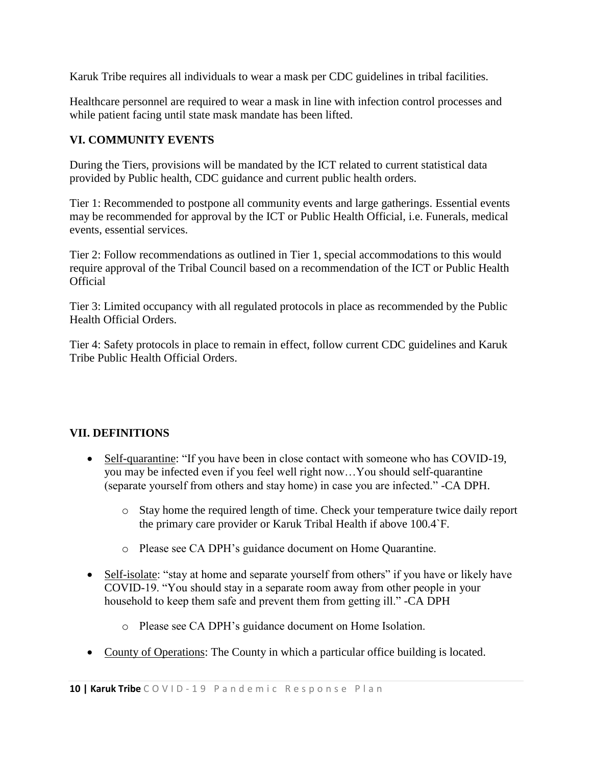Karuk Tribe requires all individuals to wear a mask per CDC guidelines in tribal facilities.

Healthcare personnel are required to wear a mask in line with infection control processes and while patient facing until state mask mandate has been lifted.

## VI. COMMUNITY EVENTS

During the Tiers, provisions will be mandated by the ICT related to current statistical data provided by Public health, CDC guidance and current public health orders.

Tier 1: Recommended to postpone all community events and large gatherings. Essential events may be recommended for approval by the ICT or Public Health Official, i.e. Funerals, medical events, essential services.

Tier 2: Follow recommendations as outlined in Tier 1, special accommodations to this would require approval of the Tribal Council based on a recommendation of the ICT or Public Health Official

Tier 3: Limited occupancy with all regulated protocols in place as recommended by the Public Health Official Orders.

Tier 4: Safety protocols in place to remain in effect, follow current CDC guidelines and Karuk Tribe Public Health Official Orders.

## VII. DEFINITIONS

- Self-quarantine: "If you have been in close contact with someone who has COVID-19, you may be infected even if you feel well right now…You should self-quarantine (separate yourself from others and stay home) in case you are infected." -CA DPH.
    - Stay home the required length of time. Check your temperature twice daily report the primary care provider or Karuk Tribal Health if above 100.4`F.
    - Please see CA DPH's guidance document on Home Quarantine.
- Self-isolate: "stay at home and separate yourself from others" if you have or likely have COVID-19. "You should stay in a separate room away from other people in your household to keep them safe and prevent them from getting ill." -CA DPH
    - Please see CA DPH's guidance document on Home Isolation.
- County of Operations: The County in which a particular office building is located.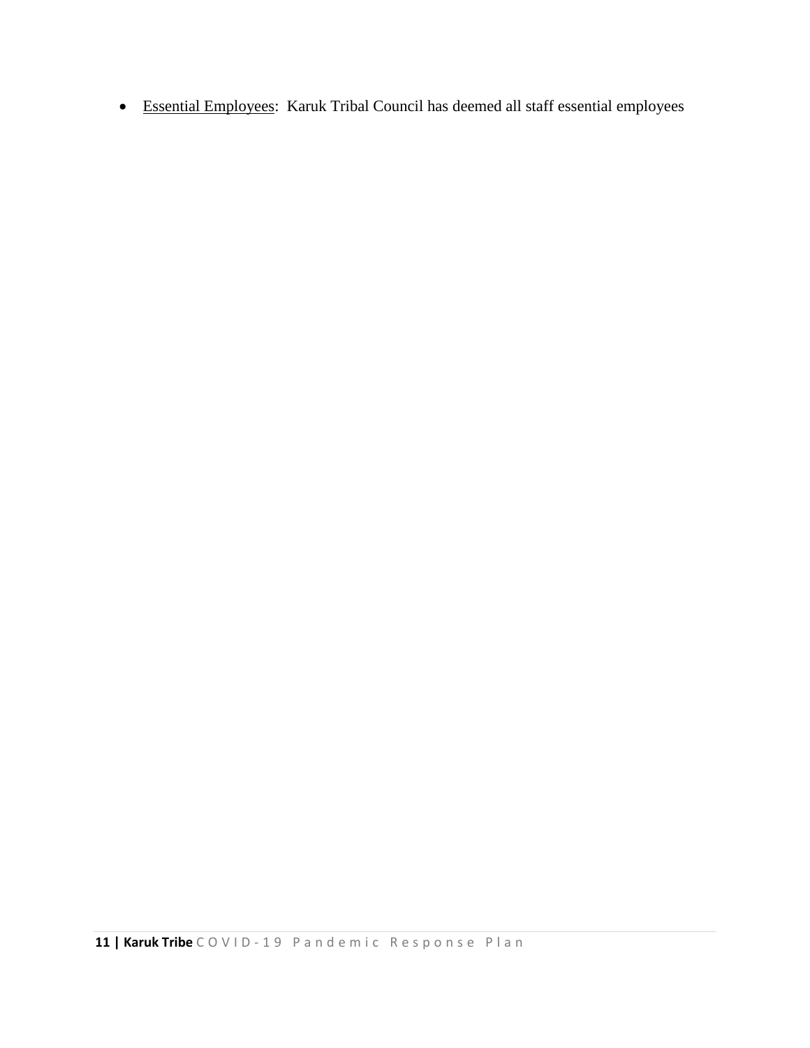- <u>Essential Employees</u>:  Karuk Tribal Council has deemed all staff essential employees